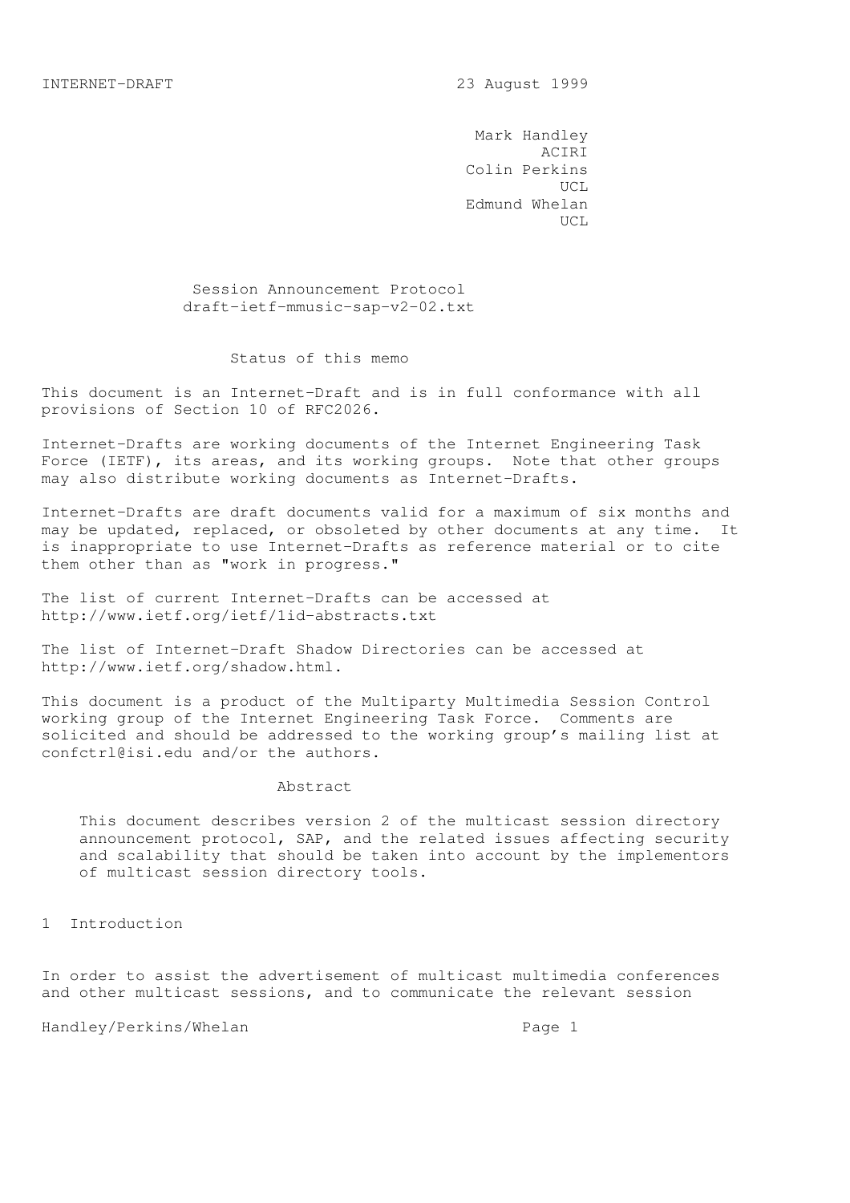INTERNET-DRAFT 23 August 1999

Mark Handley
ACIRI
Colin Perkins
UCL
Edmund Whelan
UCL

# Session Announcement Protocol
draft-ietf-mmusic-sap-v2-02.txt

## Status of this memo

This document is an Internet-Draft and is in full conformance with all provisions of Section 10 of RFC2026.

Internet-Drafts are working documents of the Internet Engineering Task Force (IETF), its areas, and its working groups. Note that other groups may also distribute working documents as Internet-Drafts.

Internet-Drafts are draft documents valid for a maximum of six months and may be updated, replaced, or obsoleted by other documents at any time. It is inappropriate to use Internet-Drafts as reference material or to cite them other than as "work in progress."

The list of current Internet-Drafts can be accessed at http://www.ietf.org/ietf/1id-abstracts.txt

The list of Internet-Draft Shadow Directories can be accessed at http://www.ietf.org/shadow.html.

This document is a product of the Multiparty Multimedia Session Control working group of the Internet Engineering Task Force. Comments are solicited and should be addressed to the working group's mailing list at confctrl@isi.edu and/or the authors.

## Abstract

This document describes version 2 of the multicast session directory announcement protocol, SAP, and the related issues affecting security and scalability that should be taken into account by the implementors of multicast session directory tools.

## 1 Introduction

In order to assist the advertisement of multicast multimedia conferences and other multicast sessions, and to communicate the relevant session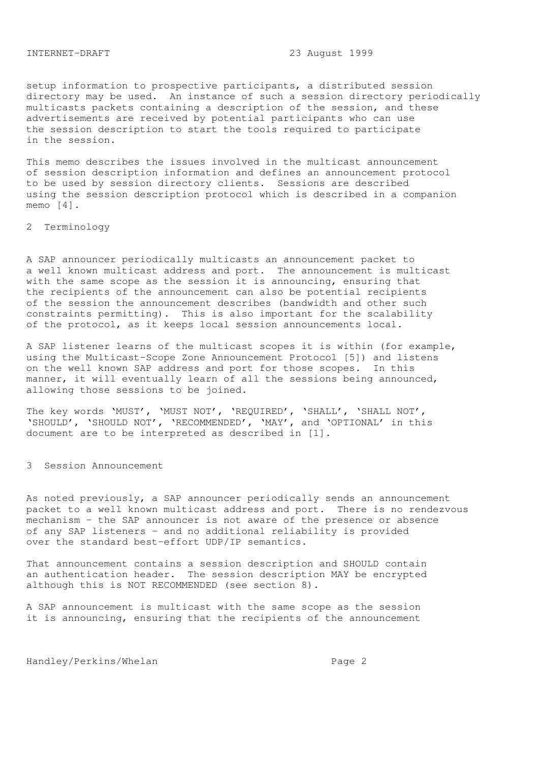setup information to prospective participants, a distributed session directory may be used. An instance of such a session directory periodically multicasts packets containing a description of the session, and these advertisements are received by potential participants who can use the session description to start the tools required to participate in the session.

This memo describes the issues involved in the multicast announcement of session description information and defines an announcement protocol to be used by session directory clients. Sessions are described using the session description protocol which is described in a companion memo [4].

## 2 Terminology

A SAP announcer periodically multicasts an announcement packet to a well known multicast address and port. The announcement is multicast with the same scope as the session it is announcing, ensuring that the recipients of the announcement can also be potential recipients of the session the announcement describes (bandwidth and other such constraints permitting). This is also important for the scalability of the protocol, as it keeps local session announcements local.

A SAP listener learns of the multicast scopes it is within (for example, using the Multicast-Scope Zone Announcement Protocol [5]) and listens on the well known SAP address and port for those scopes. In this manner, it will eventually learn of all the sessions being announced, allowing those sessions to be joined.

The key words 'MUST', 'MUST NOT', 'REQUIRED', 'SHALL', 'SHALL NOT', 'SHOULD', 'SHOULD NOT', 'RECOMMENDED', 'MAY', and 'OPTIONAL' in this document are to be interpreted as described in [1].

## 3 Session Announcement

As noted previously, a SAP announcer periodically sends an announcement packet to a well known multicast address and port. There is no rendezvous mechanism - the SAP announcer is not aware of the presence or absence of any SAP listeners - and no additional reliability is provided over the standard best-effort UDP/IP semantics.

That announcement contains a session description and SHOULD contain an authentication header. The session description MAY be encrypted although this is NOT RECOMMENDED (see section 8).

A SAP announcement is multicast with the same scope as the session it is announcing, ensuring that the recipients of the announcement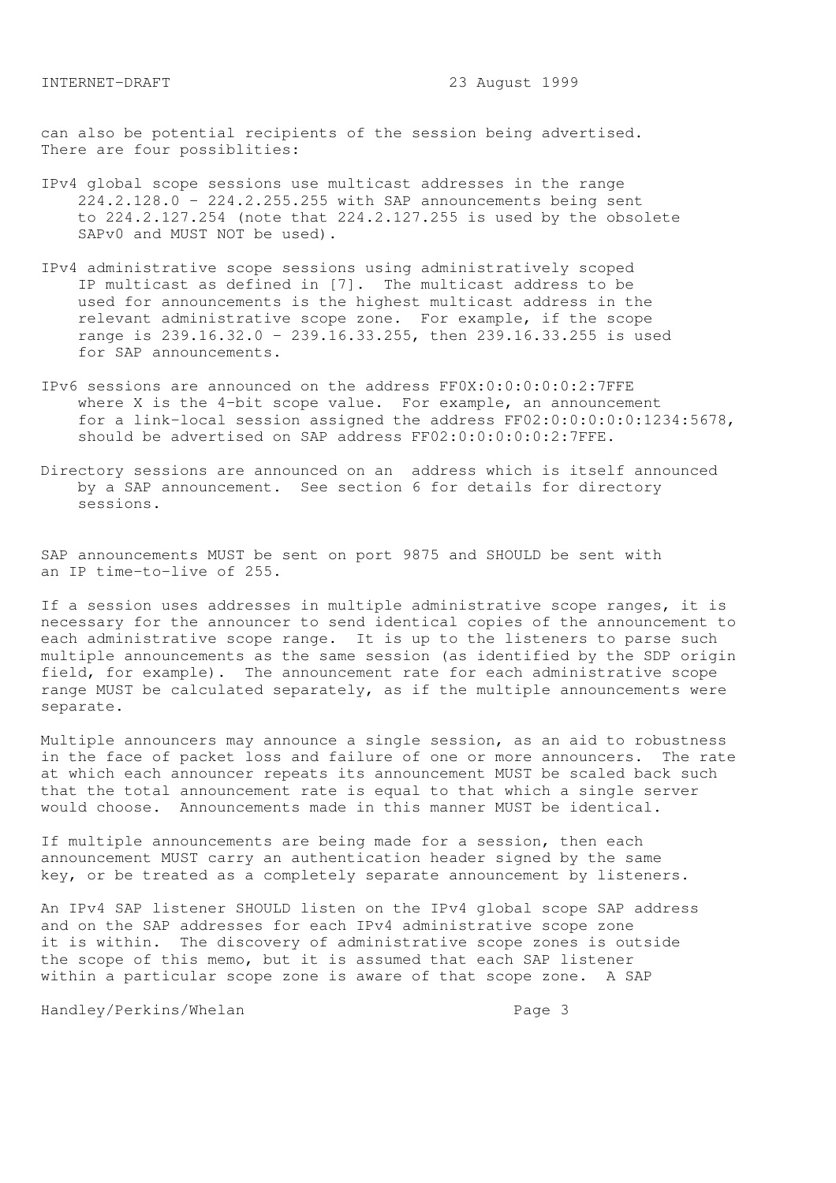can also be potential recipients of the session being advertised. There are four possiblities:

IPv4 global scope sessions use multicast addresses in the range 224.2.128.0 - 224.2.255.255 with SAP announcements being sent to 224.2.127.254 (note that 224.2.127.255 is used by the obsolete SAPv0 and MUST NOT be used).

IPv4 administrative scope sessions using administratively scoped IP multicast as defined in [7]. The multicast address to be used for announcements is the highest multicast address in the relevant administrative scope zone. For example, if the scope range is 239.16.32.0 - 239.16.33.255, then 239.16.33.255 is used for SAP announcements.

IPv6 sessions are announced on the address FF0X:0:0:0:0:0:2:7FFE where X is the 4-bit scope value. For example, an announcement for a link-local session assigned the address FF02:0:0:0:0:0:1234:5678, should be advertised on SAP address FF02:0:0:0:0:0:2:7FFE.

Directory sessions are announced on an address which is itself announced by a SAP announcement. See section 6 for details for directory sessions.

SAP announcements MUST be sent on port 9875 and SHOULD be sent with an IP time-to-live of 255.

If a session uses addresses in multiple administrative scope ranges, it is necessary for the announcer to send identical copies of the announcement to each administrative scope range. It is up to the listeners to parse such multiple announcements as the same session (as identified by the SDP origin field, for example). The announcement rate for each administrative scope range MUST be calculated separately, as if the multiple announcements were separate.

Multiple announcers may announce a single session, as an aid to robustness in the face of packet loss and failure of one or more announcers. The rate at which each announcer repeats its announcement MUST be scaled back such that the total announcement rate is equal to that which a single server would choose. Announcements made in this manner MUST be identical.

If multiple announcements are being made for a session, then each announcement MUST carry an authentication header signed by the same key, or be treated as a completely separate announcement by listeners.

An IPv4 SAP listener SHOULD listen on the IPv4 global scope SAP address and on the SAP addresses for each IPv4 administrative scope zone it is within. The discovery of administrative scope zones is outside the scope of this memo, but it is assumed that each SAP listener within a particular scope zone is aware of that scope zone. A SAP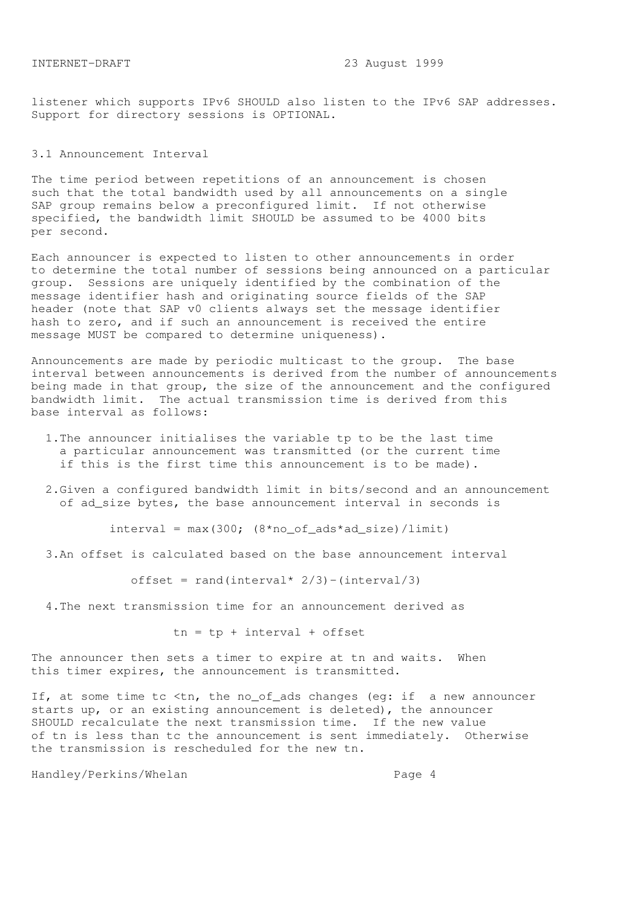listener which supports IPv6 SHOULD also listen to the IPv6 SAP addresses. Support for directory sessions is OPTIONAL.

## 3.1 Announcement Interval

The time period between repetitions of an announcement is chosen such that the total bandwidth used by all announcements on a single SAP group remains below a preconfigured limit. If not otherwise specified, the bandwidth limit SHOULD be assumed to be 4000 bits per second.

Each announcer is expected to listen to other announcements in order to determine the total number of sessions being announced on a particular group. Sessions are uniquely identified by the combination of the message identifier hash and originating source fields of the SAP header (note that SAP v0 clients always set the message identifier hash to zero, and if such an announcement is received the entire message MUST be compared to determine uniqueness).

Announcements are made by periodic multicast to the group. The base interval between announcements is derived from the number of announcements being made in that group, the size of the announcement and the configured bandwidth limit. The actual transmission time is derived from this base interval as follows:

1. The announcer initialises the variable tp to be the last time a particular announcement was transmitted (or the current time if this is the first time this announcement is to be made).

2. Given a configured bandwidth limit in bits/second and an announcement of ad_size bytes, the base announcement interval in seconds is

   ```
   interval = max(300; (8*no_of_ads*ad_size)/limit)
   ```

3. An offset is calculated based on the base announcement interval

   ```
   offset = rand(interval* 2/3)-(interval/3)
   ```

4. The next transmission time for an announcement derived as

   ```
   tn = tp + interval + offset
   ```

The announcer then sets a timer to expire at tn and waits. When this timer expires, the announcement is transmitted.

If, at some time tc <tn, the no_of_ads changes (eg: if a new announcer starts up, or an existing announcement is deleted), the announcer SHOULD recalculate the next transmission time. If the new value of tn is less than tc the announcement is sent immediately. Otherwise the transmission is rescheduled for the new tn.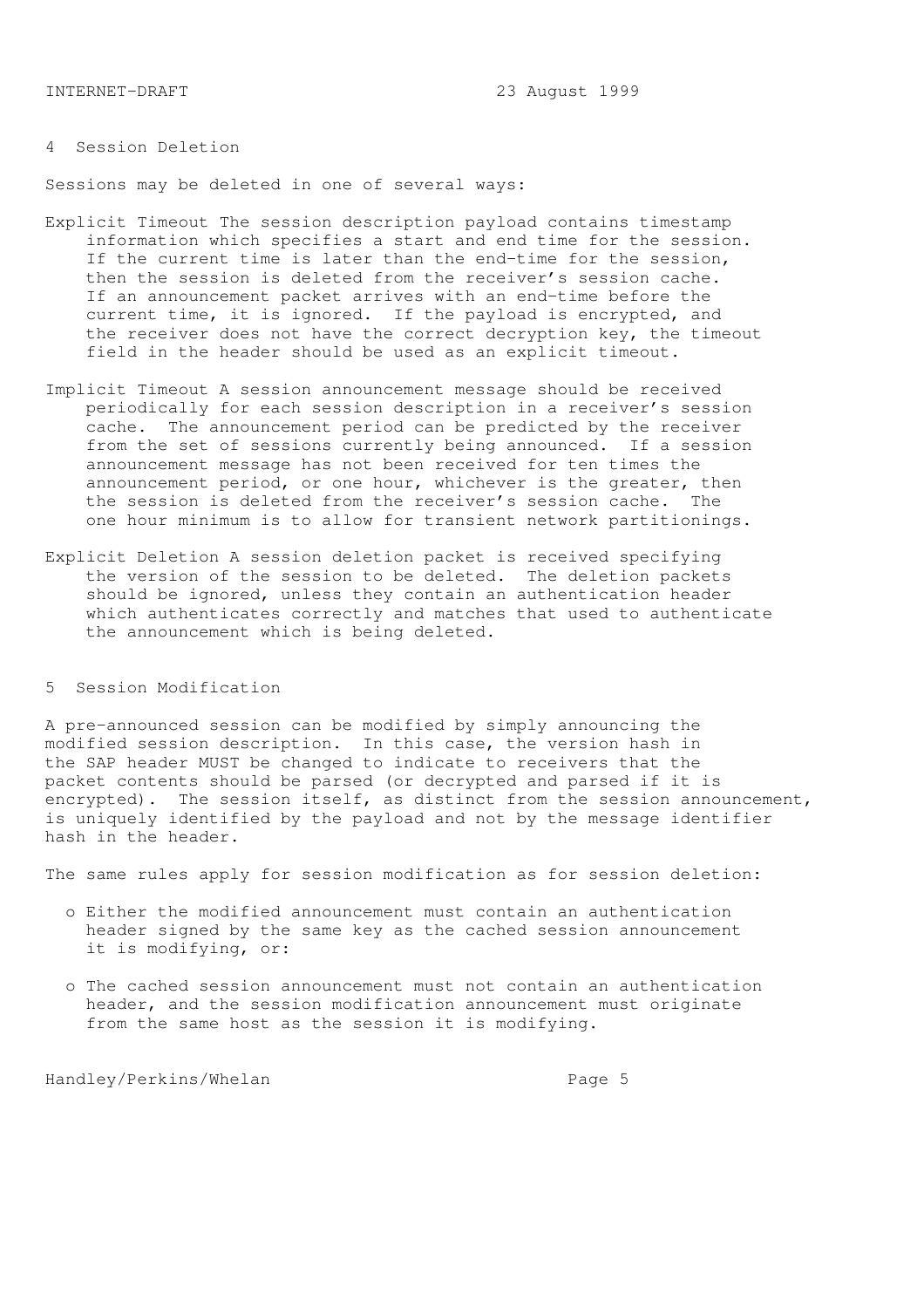## 4 Session Deletion

Sessions may be deleted in one of several ways:

**Explicit Timeout** The session description payload contains timestamp information which specifies a start and end time for the session. If the current time is later than the end-time for the session, then the session is deleted from the receiver's session cache. If an announcement packet arrives with an end-time before the current time, it is ignored. If the payload is encrypted, and the receiver does not have the correct decryption key, the timeout field in the header should be used as an explicit timeout.

**Implicit Timeout** A session announcement message should be received periodically for each session description in a receiver's session cache. The announcement period can be predicted by the receiver from the set of sessions currently being announced. If a session announcement message has not been received for ten times the announcement period, or one hour, whichever is the greater, then the session is deleted from the receiver's session cache. The one hour minimum is to allow for transient network partitionings.

**Explicit Deletion** A session deletion packet is received specifying the version of the session to be deleted. The deletion packets should be ignored, unless they contain an authentication header which authenticates correctly and matches that used to authenticate the announcement which is being deleted.

## 5 Session Modification

A pre-announced session can be modified by simply announcing the modified session description. In this case, the version hash in the SAP header MUST be changed to indicate to receivers that the packet contents should be parsed (or decrypted and parsed if it is encrypted). The session itself, as distinct from the session announcement, is uniquely identified by the payload and not by the message identifier hash in the header.

The same rules apply for session modification as for session deletion:

- Either the modified announcement must contain an authentication header signed by the same key as the cached session announcement it is modifying, or:
- The cached session announcement must not contain an authentication header, and the session modification announcement must originate from the same host as the session it is modifying.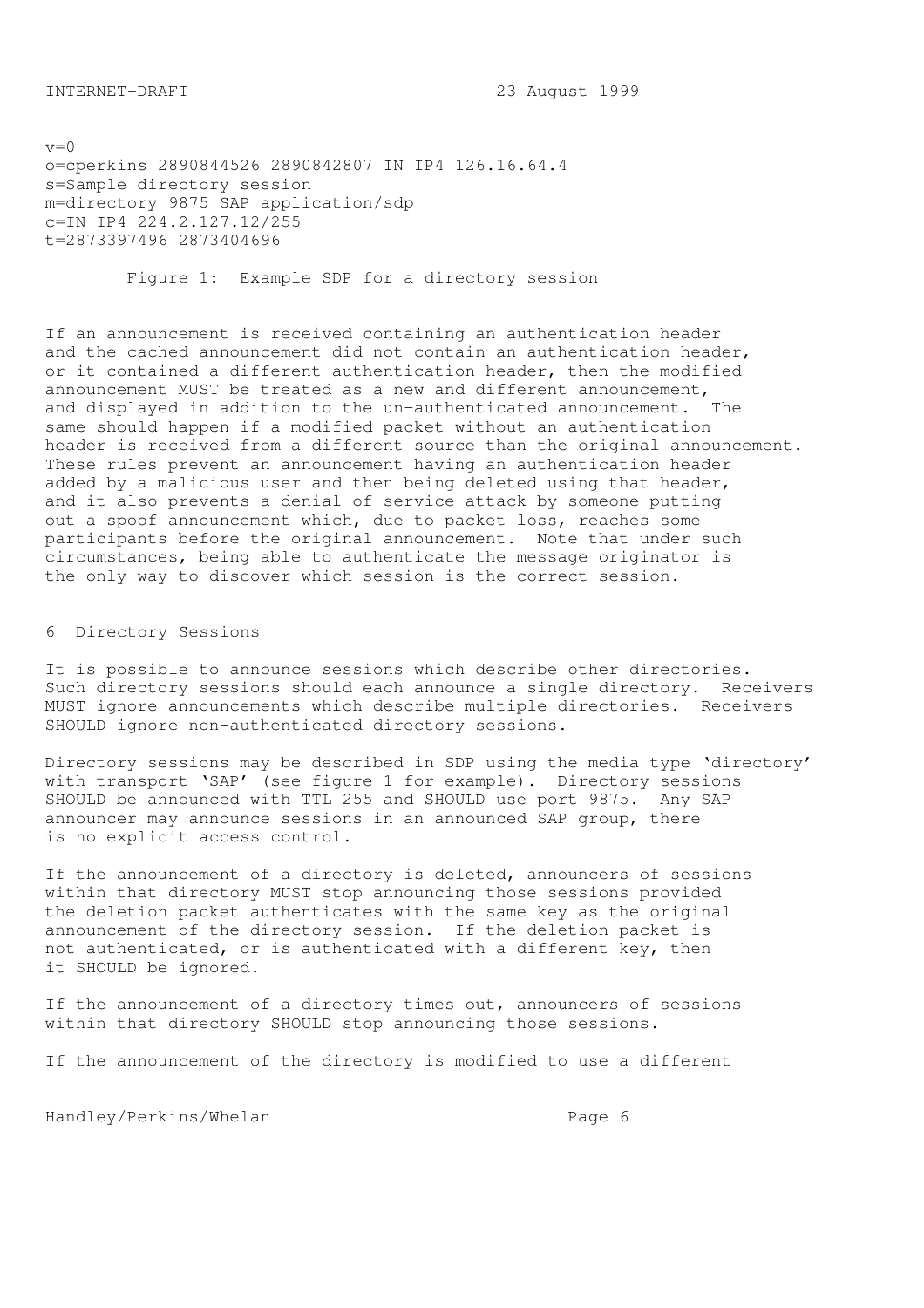```
v=0
o=cperkins 2890844526 2890842807 IN IP4 126.16.64.4
s=Sample directory session
m=directory 9875 SAP application/sdp
c=IN IP4 224.2.127.12/255
t=2873397496 2873404696
```

Figure 1: Example SDP for a directory session

If an announcement is received containing an authentication header and the cached announcement did not contain an authentication header, or it contained a different authentication header, then the modified announcement MUST be treated as a new and different announcement, and displayed in addition to the un-authenticated announcement. The same should happen if a modified packet without an authentication header is received from a different source than the original announcement. These rules prevent an announcement having an authentication header added by a malicious user and then being deleted using that header, and it also prevents a denial-of-service attack by someone putting out a spoof announcement which, due to packet loss, reaches some participants before the original announcement. Note that under such circumstances, being able to authenticate the message originator is the only way to discover which session is the correct session.

## 6 Directory Sessions

It is possible to announce sessions which describe other directories. Such directory sessions should each announce a single directory. Receivers MUST ignore announcements which describe multiple directories. Receivers SHOULD ignore non-authenticated directory sessions.

Directory sessions may be described in SDP using the media type 'directory' with transport 'SAP' (see figure 1 for example). Directory sessions SHOULD be announced with TTL 255 and SHOULD use port 9875. Any SAP announcer may announce sessions in an announced SAP group, there is no explicit access control.

If the announcement of a directory is deleted, announcers of sessions within that directory MUST stop announcing those sessions provided the deletion packet authenticates with the same key as the original announcement of the directory session. If the deletion packet is not authenticated, or is authenticated with a different key, then it SHOULD be ignored.

If the announcement of a directory times out, announcers of sessions within that directory SHOULD stop announcing those sessions.

If the announcement of the directory is modified to use a different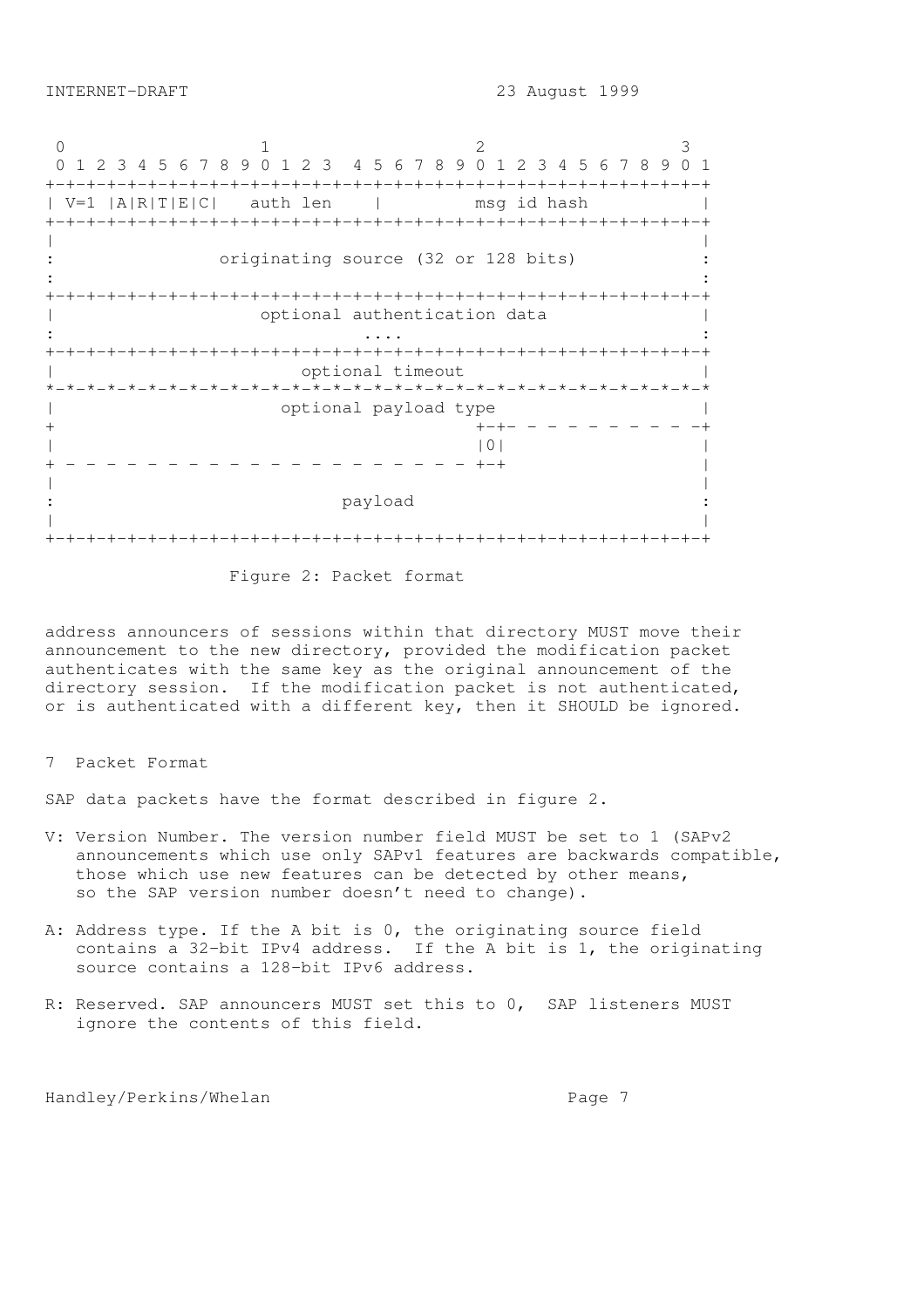```
 0                   1                   2                   3
 0 1 2 3 4 5 6 7 8 9 0 1 2 3  4 5 6 7 8 9 0 1 2 3 4 5 6 7 8 9 0 1
+-+-+-+-+-+-+-+-+-+-+-+-+-+-+-+-+-+-+-+-+-+-+-+-+-+-+-+-+-+-+-+-+
| V=1 |A|R|T|E|C|   auth len    |         msg id hash           |
+-+-+-+-+-+-+-+-+-+-+-+-+-+-+-+-+-+-+-+-+-+-+-+-+-+-+-+-+-+-+-+-+
|                                                               |
:              originating source (32 or 128 bits)              :
:                                                               :
+-+-+-+-+-+-+-+-+-+-+-+-+-+-+-+-+-+-+-+-+-+-+-+-+-+-+-+-+-+-+-+-+
|                    optional authentication data               |
:                              ....                             :
+-+-+-+-+-+-+-+-+-+-+-+-+-+-+-+-+-+-+-+-+-+-+-+-+-+-+-+-+-+-+-+-+
|                      optional timeout                         |
*-*-*-*-*-*-*-*-*-*-*-*-*-*-*-*-*-*-*-*-*-*-*-*-*-*-*-*-*-*-*-*-*
|                      optional payload type                    |
+                                         +-+- - - - - - - - - -+
|                                         |0|                   |
+ - - - - - - - - - - - - - - - - - - - - +-+                   |
|                                                               |
:                            payload                            :
|                                                               |
+-+-+-+-+-+-+-+-+-+-+-+-+-+-+-+-+-+-+-+-+-+-+-+-+-+-+-+-+-+-+-+-+
```

Figure 2: Packet format

address announcers of sessions within that directory MUST move their announcement to the new directory, provided the modification packet authenticates with the same key as the original announcement of the directory session. If the modification packet is not authenticated, or is authenticated with a different key, then it SHOULD be ignored.

## 7 Packet Format

SAP data packets have the format described in figure 2.

V: Version Number. The version number field MUST be set to 1 (SAPv2 announcements which use only SAPv1 features are backwards compatible, those which use new features can be detected by other means, so the SAP version number doesn't need to change).

A: Address type. If the A bit is 0, the originating source field contains a 32-bit IPv4 address. If the A bit is 1, the originating source contains a 128-bit IPv6 address.

R: Reserved. SAP announcers MUST set this to 0, SAP listeners MUST ignore the contents of this field.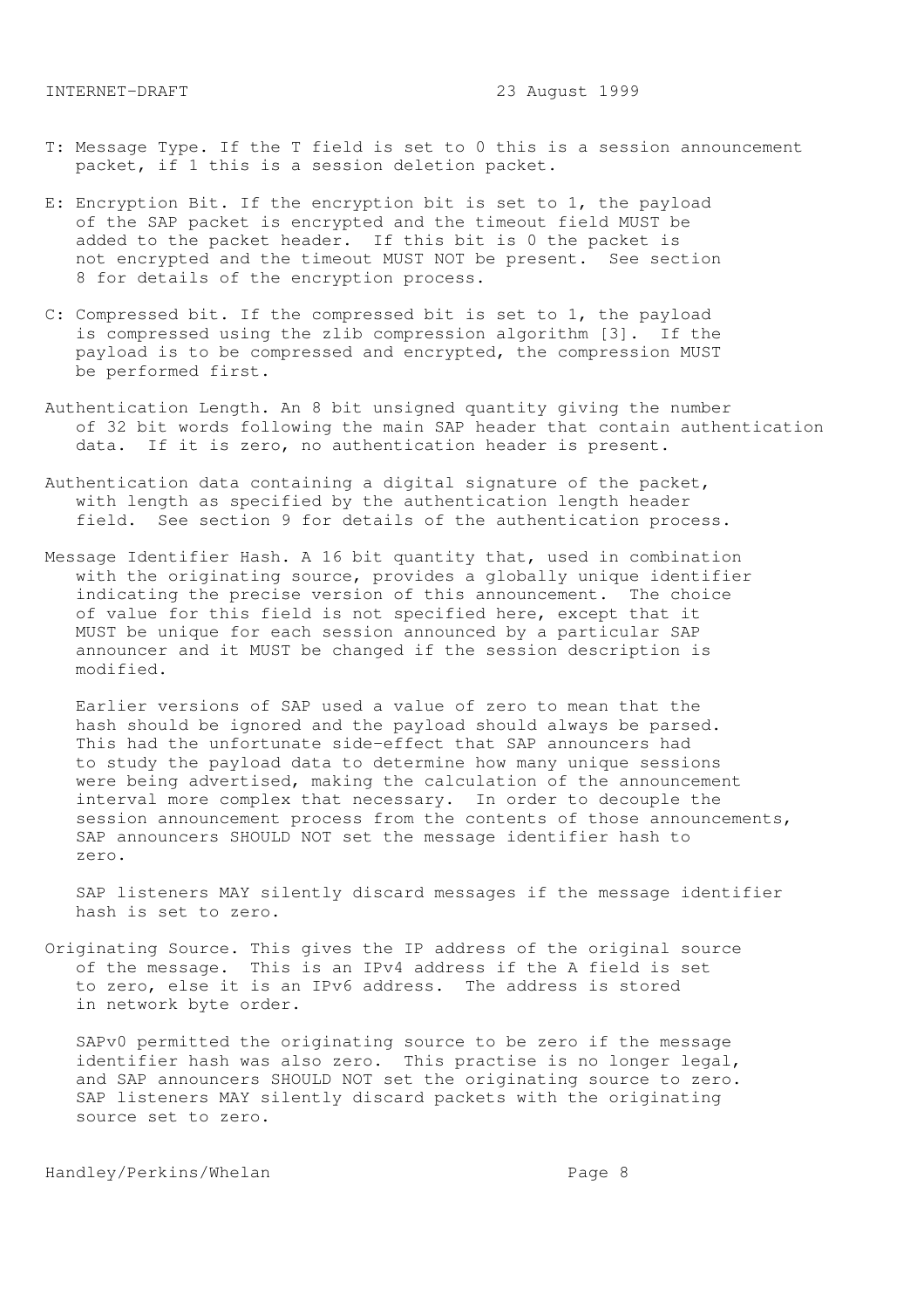T: Message Type. If the T field is set to 0 this is a session announcement packet, if 1 this is a session deletion packet.

E: Encryption Bit. If the encryption bit is set to 1, the payload of the SAP packet is encrypted and the timeout field MUST be added to the packet header. If this bit is 0 the packet is not encrypted and the timeout MUST NOT be present. See section 8 for details of the encryption process.

C: Compressed bit. If the compressed bit is set to 1, the payload is compressed using the zlib compression algorithm [3]. If the payload is to be compressed and encrypted, the compression MUST be performed first.

Authentication Length. An 8 bit unsigned quantity giving the number of 32 bit words following the main SAP header that contain authentication data. If it is zero, no authentication header is present.

Authentication data containing a digital signature of the packet, with length as specified by the authentication length header field. See section 9 for details of the authentication process.

Message Identifier Hash. A 16 bit quantity that, used in combination with the originating source, provides a globally unique identifier indicating the precise version of this announcement. The choice of value for this field is not specified here, except that it MUST be unique for each session announced by a particular SAP announcer and it MUST be changed if the session description is modified.

Earlier versions of SAP used a value of zero to mean that the hash should be ignored and the payload should always be parsed. This had the unfortunate side-effect that SAP announcers had to study the payload data to determine how many unique sessions were being advertised, making the calculation of the announcement interval more complex that necessary. In order to decouple the session announcement process from the contents of those announcements, SAP announcers SHOULD NOT set the message identifier hash to zero.

SAP listeners MAY silently discard messages if the message identifier hash is set to zero.

Originating Source. This gives the IP address of the original source of the message. This is an IPv4 address if the A field is set to zero, else it is an IPv6 address. The address is stored in network byte order.

SAPv0 permitted the originating source to be zero if the message identifier hash was also zero. This practise is no longer legal, and SAP announcers SHOULD NOT set the originating source to zero. SAP listeners MAY silently discard packets with the originating source set to zero.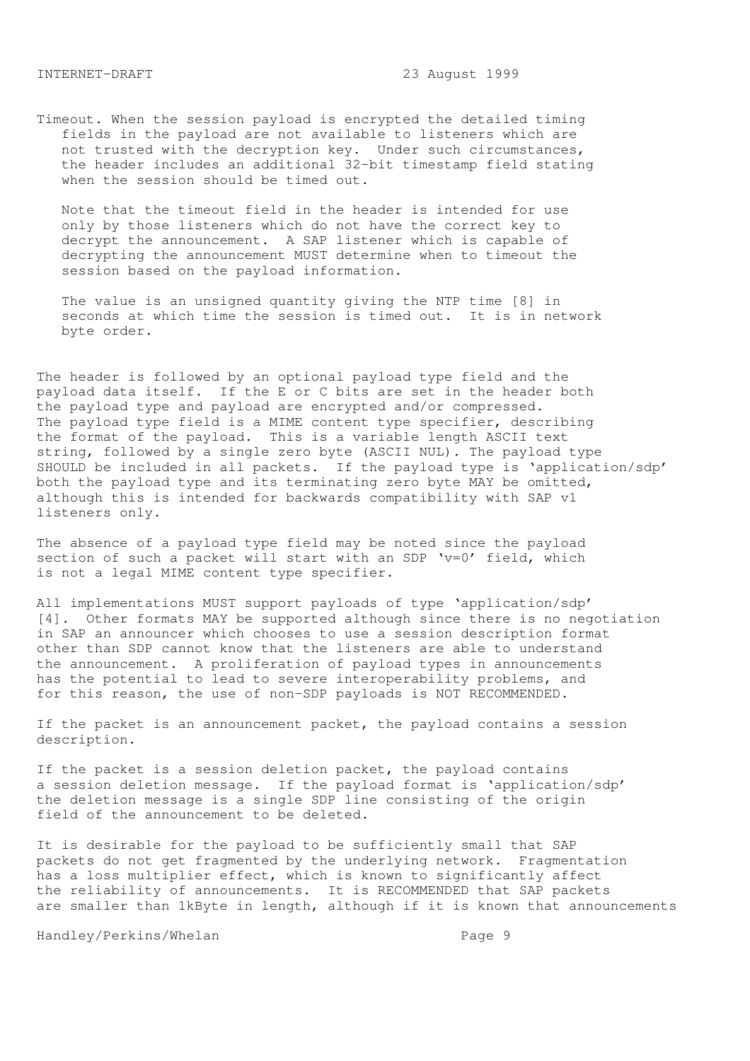Timeout. When the session payload is encrypted the detailed timing fields in the payload are not available to listeners which are not trusted with the decryption key. Under such circumstances, the header includes an additional 32-bit timestamp field stating when the session should be timed out.

Note that the timeout field in the header is intended for use only by those listeners which do not have the correct key to decrypt the announcement. A SAP listener which is capable of decrypting the announcement MUST determine when to timeout the session based on the payload information.

The value is an unsigned quantity giving the NTP time [8] in seconds at which time the session is timed out. It is in network byte order.

The header is followed by an optional payload type field and the payload data itself. If the E or C bits are set in the header both the payload type and payload are encrypted and/or compressed. The payload type field is a MIME content type specifier, describing the format of the payload. This is a variable length ASCII text string, followed by a single zero byte (ASCII NUL). The payload type SHOULD be included in all packets. If the payload type is 'application/sdp' both the payload type and its terminating zero byte MAY be omitted, although this is intended for backwards compatibility with SAP v1 listeners only.

The absence of a payload type field may be noted since the payload section of such a packet will start with an SDP 'v=0' field, which is not a legal MIME content type specifier.

All implementations MUST support payloads of type 'application/sdp' [4]. Other formats MAY be supported although since there is no negotiation in SAP an announcer which chooses to use a session description format other than SDP cannot know that the listeners are able to understand the announcement. A proliferation of payload types in announcements has the potential to lead to severe interoperability problems, and for this reason, the use of non-SDP payloads is NOT RECOMMENDED.

If the packet is an announcement packet, the payload contains a session description.

If the packet is a session deletion packet, the payload contains a session deletion message. If the payload format is 'application/sdp' the deletion message is a single SDP line consisting of the origin field of the announcement to be deleted.

It is desirable for the payload to be sufficiently small that SAP packets do not get fragmented by the underlying network. Fragmentation has a loss multiplier effect, which is known to significantly affect the reliability of announcements. It is RECOMMENDED that SAP packets are smaller than 1kByte in length, although if it is known that announcements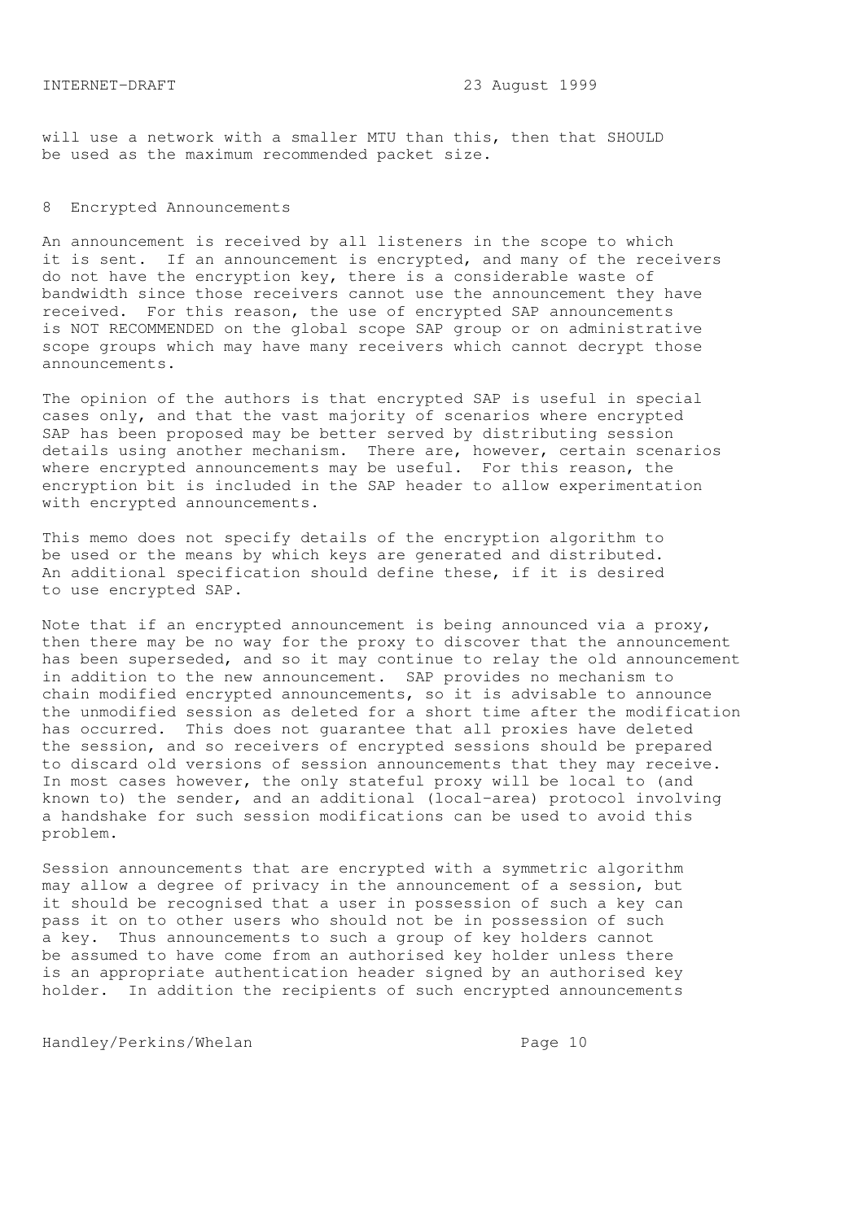will use a network with a smaller MTU than this, then that SHOULD be used as the maximum recommended packet size.

## 8 Encrypted Announcements

An announcement is received by all listeners in the scope to which it is sent. If an announcement is encrypted, and many of the receivers do not have the encryption key, there is a considerable waste of bandwidth since those receivers cannot use the announcement they have received. For this reason, the use of encrypted SAP announcements is NOT RECOMMENDED on the global scope SAP group or on administrative scope groups which may have many receivers which cannot decrypt those announcements.

The opinion of the authors is that encrypted SAP is useful in special cases only, and that the vast majority of scenarios where encrypted SAP has been proposed may be better served by distributing session details using another mechanism. There are, however, certain scenarios where encrypted announcements may be useful. For this reason, the encryption bit is included in the SAP header to allow experimentation with encrypted announcements.

This memo does not specify details of the encryption algorithm to be used or the means by which keys are generated and distributed. An additional specification should define these, if it is desired to use encrypted SAP.

Note that if an encrypted announcement is being announced via a proxy, then there may be no way for the proxy to discover that the announcement has been superseded, and so it may continue to relay the old announcement in addition to the new announcement. SAP provides no mechanism to chain modified encrypted announcements, so it is advisable to announce the unmodified session as deleted for a short time after the modification has occurred. This does not guarantee that all proxies have deleted the session, and so receivers of encrypted sessions should be prepared to discard old versions of session announcements that they may receive. In most cases however, the only stateful proxy will be local to (and known to) the sender, and an additional (local-area) protocol involving a handshake for such session modifications can be used to avoid this problem.

Session announcements that are encrypted with a symmetric algorithm may allow a degree of privacy in the announcement of a session, but it should be recognised that a user in possession of such a key can pass it on to other users who should not be in possession of such a key. Thus announcements to such a group of key holders cannot be assumed to have come from an authorised key holder unless there is an appropriate authentication header signed by an authorised key holder. In addition the recipients of such encrypted announcements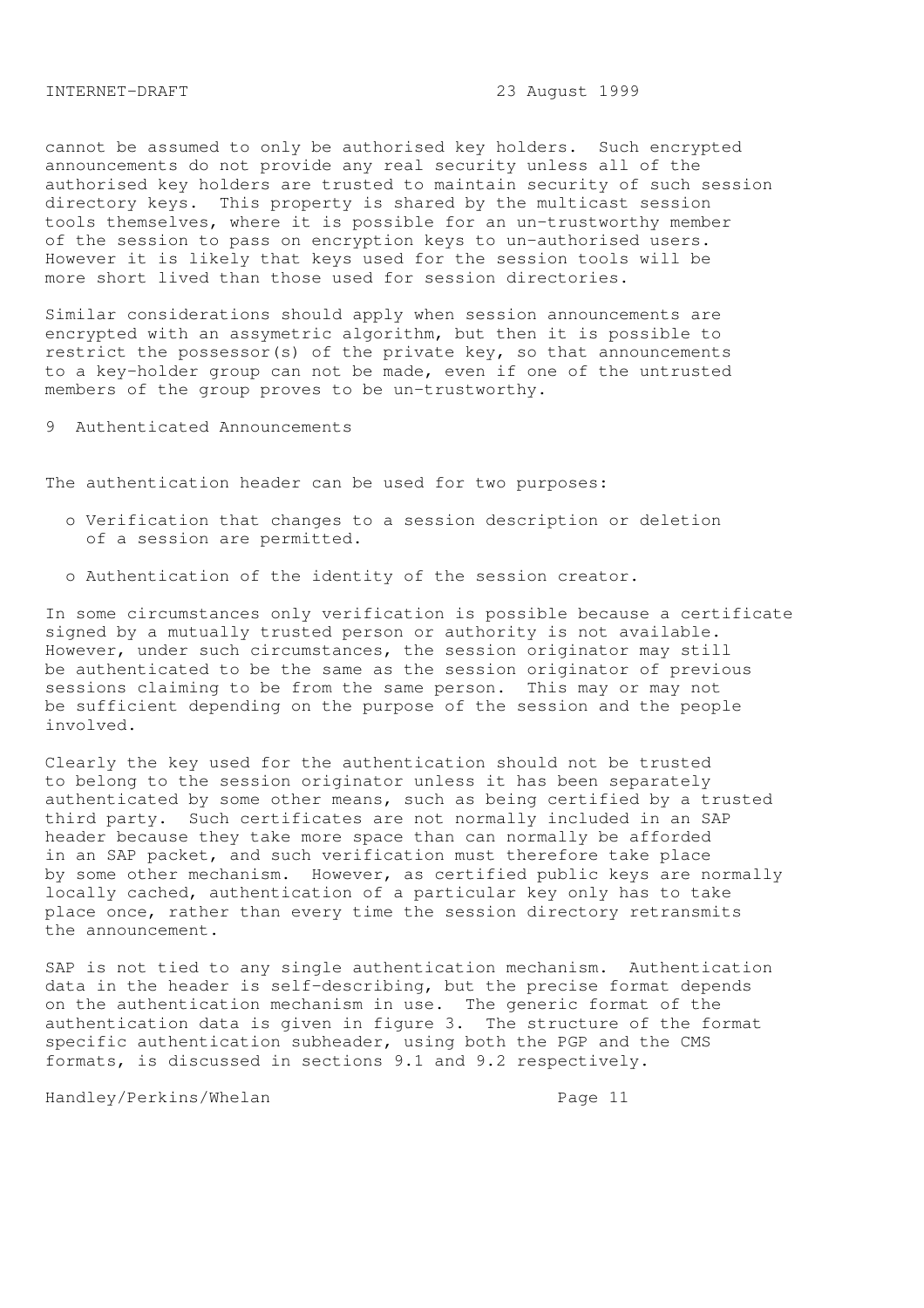cannot be assumed to only be authorised key holders. Such encrypted announcements do not provide any real security unless all of the authorised key holders are trusted to maintain security of such session directory keys. This property is shared by the multicast session tools themselves, where it is possible for an un-trustworthy member of the session to pass on encryption keys to un-authorised users. However it is likely that keys used for the session tools will be more short lived than those used for session directories.

Similar considerations should apply when session announcements are encrypted with an assymetric algorithm, but then it is possible to restrict the possessor(s) of the private key, so that announcements to a key-holder group can not be made, even if one of the untrusted members of the group proves to be un-trustworthy.

## 9 Authenticated Announcements

The authentication header can be used for two purposes:

- Verification that changes to a session description or deletion of a session are permitted.
- Authentication of the identity of the session creator.

In some circumstances only verification is possible because a certificate signed by a mutually trusted person or authority is not available. However, under such circumstances, the session originator may still be authenticated to be the same as the session originator of previous sessions claiming to be from the same person. This may or may not be sufficient depending on the purpose of the session and the people involved.

Clearly the key used for the authentication should not be trusted to belong to the session originator unless it has been separately authenticated by some other means, such as being certified by a trusted third party. Such certificates are not normally included in an SAP header because they take more space than can normally be afforded in an SAP packet, and such verification must therefore take place by some other mechanism. However, as certified public keys are normally locally cached, authentication of a particular key only has to take place once, rather than every time the session directory retransmits the announcement.

SAP is not tied to any single authentication mechanism. Authentication data in the header is self-describing, but the precise format depends on the authentication mechanism in use. The generic format of the authentication data is given in figure 3. The structure of the format specific authentication subheader, using both the PGP and the CMS formats, is discussed in sections 9.1 and 9.2 respectively.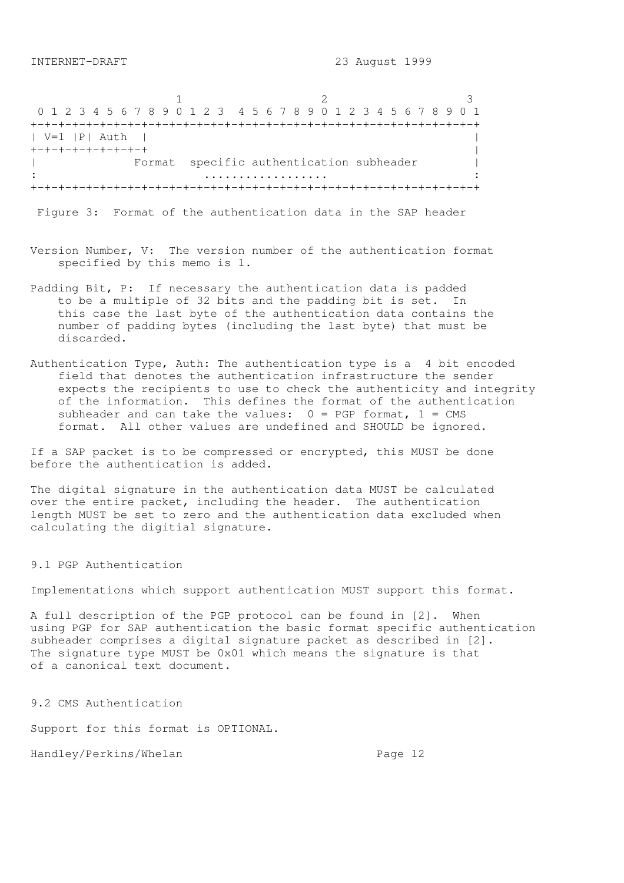```
                     1                   2                   3
 0 1 2 3 4 5 6 7 8 9 0 1 2 3  4 5 6 7 8 9 0 1 2 3 4 5 6 7 8 9 0 1
+-+-+-+-+-+-+-+-+-+-+-+-+-+-+-+-+-+-+-+-+-+-+-+-+-+-+-+-+-+-+-+-+
| V=1 |P| Auth  |                                               |
+-+-+-+-+-+-+-+-+                                               |
|              Format  specific authentication subheader        |
:                        ..................                     :
+-+-+-+-+-+-+-+-+-+-+-+-+-+-+-+-+-+-+-+-+-+-+-+-+-+-+-+-+-+-+-+-+
```

Figure 3: Format of the authentication data in the SAP header

Version Number, V: The version number of the authentication format specified by this memo is 1.

Padding Bit, P: If necessary the authentication data is padded to be a multiple of 32 bits and the padding bit is set. In this case the last byte of the authentication data contains the number of padding bytes (including the last byte) that must be discarded.

Authentication Type, Auth: The authentication type is a 4 bit encoded field that denotes the authentication infrastructure the sender expects the recipients to use to check the authenticity and integrity of the information. This defines the format of the authentication subheader and can take the values: 0 = PGP format, 1 = CMS format. All other values are undefined and SHOULD be ignored.

If a SAP packet is to be compressed or encrypted, this MUST be done before the authentication is added.

The digital signature in the authentication data MUST be calculated over the entire packet, including the header. The authentication length MUST be set to zero and the authentication data excluded when calculating the digitial signature.

## 9.1 PGP Authentication

Implementations which support authentication MUST support this format.

A full description of the PGP protocol can be found in [2]. When using PGP for SAP authentication the basic format specific authentication subheader comprises a digital signature packet as described in [2]. The signature type MUST be 0x01 which means the signature is that of a canonical text document.

## 9.2 CMS Authentication

Support for this format is OPTIONAL.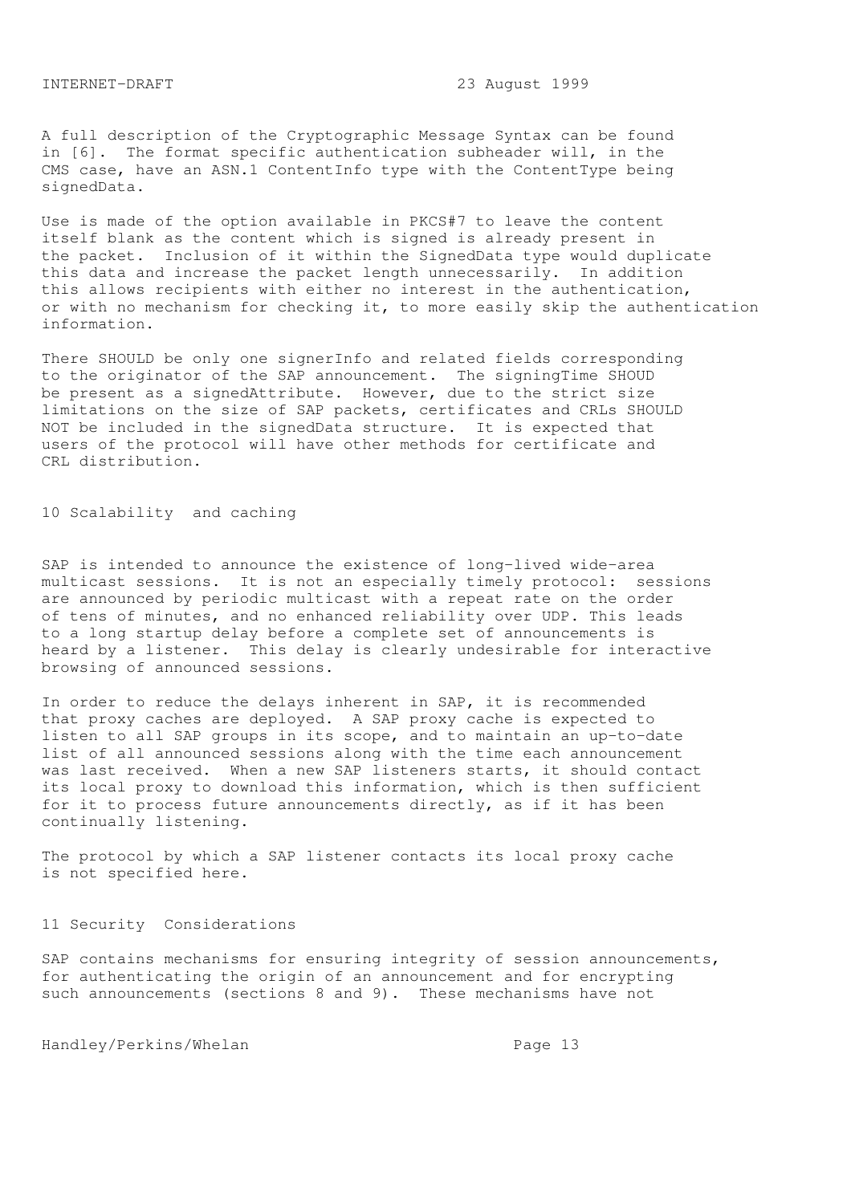A full description of the Cryptographic Message Syntax can be found in [6]. The format specific authentication subheader will, in the CMS case, have an ASN.1 ContentInfo type with the ContentType being signedData.

Use is made of the option available in PKCS#7 to leave the content itself blank as the content which is signed is already present in the packet. Inclusion of it within the SignedData type would duplicate this data and increase the packet length unnecessarily. In addition this allows recipients with either no interest in the authentication, or with no mechanism for checking it, to more easily skip the authentication information.

There SHOULD be only one signerInfo and related fields corresponding to the originator of the SAP announcement. The signingTime SHOUD be present as a signedAttribute. However, due to the strict size limitations on the size of SAP packets, certificates and CRLs SHOULD NOT be included in the signedData structure. It is expected that users of the protocol will have other methods for certificate and CRL distribution.

## 10 Scalability and caching

SAP is intended to announce the existence of long-lived wide-area multicast sessions. It is not an especially timely protocol: sessions are announced by periodic multicast with a repeat rate on the order of tens of minutes, and no enhanced reliability over UDP. This leads to a long startup delay before a complete set of announcements is heard by a listener. This delay is clearly undesirable for interactive browsing of announced sessions.

In order to reduce the delays inherent in SAP, it is recommended that proxy caches are deployed. A SAP proxy cache is expected to listen to all SAP groups in its scope, and to maintain an up-to-date list of all announced sessions along with the time each announcement was last received. When a new SAP listeners starts, it should contact its local proxy to download this information, which is then sufficient for it to process future announcements directly, as if it has been continually listening.

The protocol by which a SAP listener contacts its local proxy cache is not specified here.

## 11 Security Considerations

SAP contains mechanisms for ensuring integrity of session announcements, for authenticating the origin of an announcement and for encrypting such announcements (sections 8 and 9). These mechanisms have not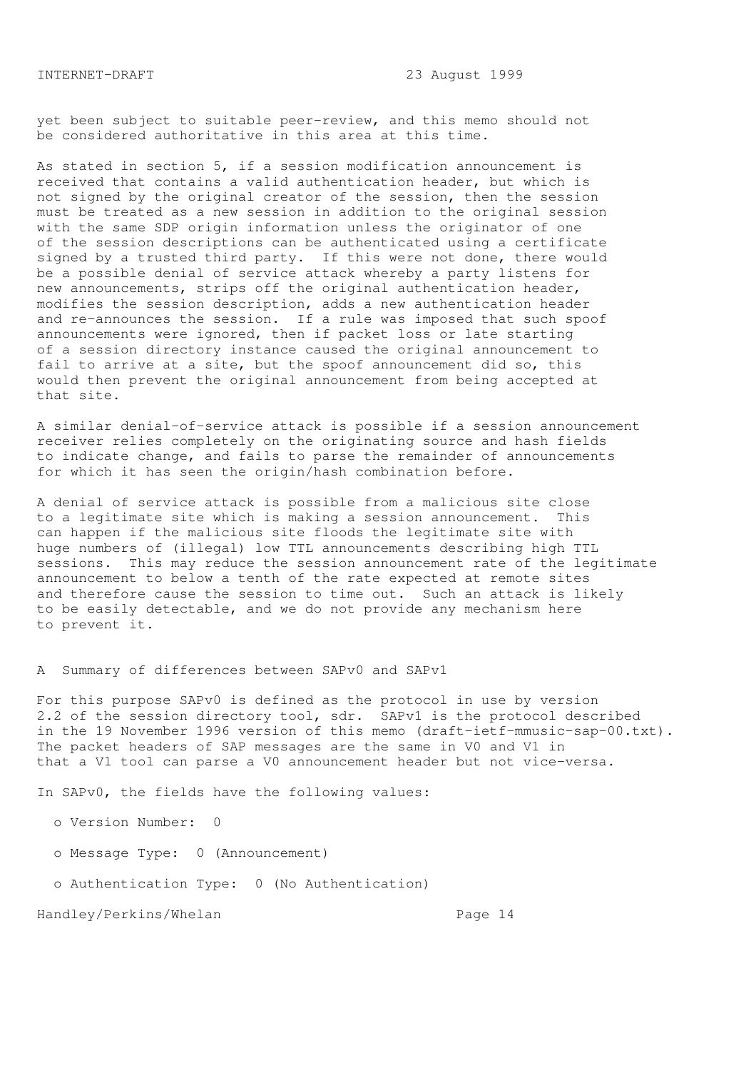yet been subject to suitable peer-review, and this memo should not be considered authoritative in this area at this time.

As stated in section 5, if a session modification announcement is received that contains a valid authentication header, but which is not signed by the original creator of the session, then the session must be treated as a new session in addition to the original session with the same SDP origin information unless the originator of one of the session descriptions can be authenticated using a certificate signed by a trusted third party. If this were not done, there would be a possible denial of service attack whereby a party listens for new announcements, strips off the original authentication header, modifies the session description, adds a new authentication header and re-announces the session. If a rule was imposed that such spoof announcements were ignored, then if packet loss or late starting of a session directory instance caused the original announcement to fail to arrive at a site, but the spoof announcement did so, this would then prevent the original announcement from being accepted at that site.

A similar denial-of-service attack is possible if a session announcement receiver relies completely on the originating source and hash fields to indicate change, and fails to parse the remainder of announcements for which it has seen the origin/hash combination before.

A denial of service attack is possible from a malicious site close to a legitimate site which is making a session announcement. This can happen if the malicious site floods the legitimate site with huge numbers of (illegal) low TTL announcements describing high TTL sessions. This may reduce the session announcement rate of the legitimate announcement to below a tenth of the rate expected at remote sites and therefore cause the session to time out. Such an attack is likely to be easily detectable, and we do not provide any mechanism here to prevent it.

# A Summary of differences between SAPv0 and SAPv1

For this purpose SAPv0 is defined as the protocol in use by version 2.2 of the session directory tool, sdr. SAPv1 is the protocol described in the 19 November 1996 version of this memo (draft-ietf-mmusic-sap-00.txt). The packet headers of SAP messages are the same in V0 and V1 in that a V1 tool can parse a V0 announcement header but not vice-versa.

In SAPv0, the fields have the following values:

- Version Number: 0
- Message Type: 0 (Announcement)
- Authentication Type: 0 (No Authentication)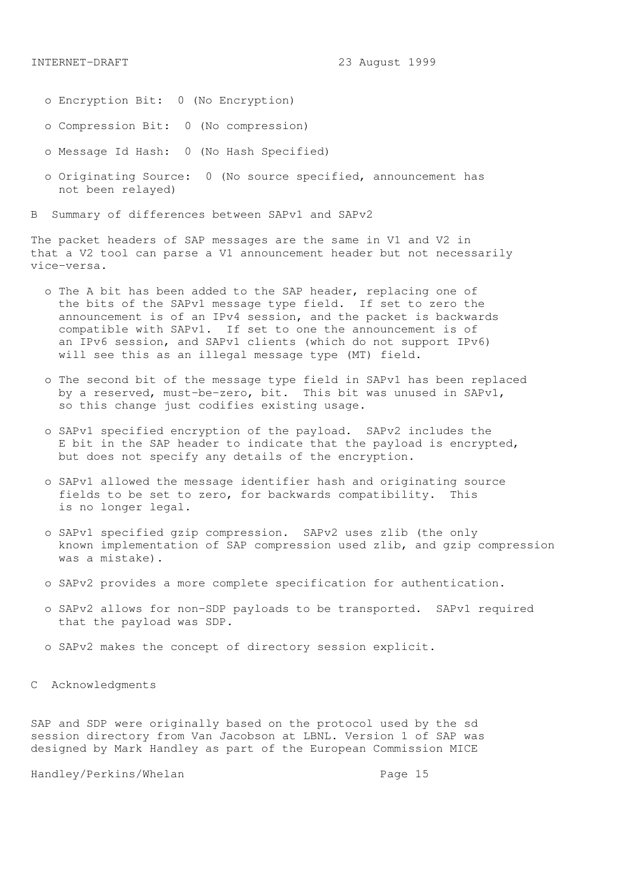- Encryption Bit: 0 (No Encryption)
- Compression Bit: 0 (No compression)
- Message Id Hash: 0 (No Hash Specified)
- Originating Source: 0 (No source specified, announcement has not been relayed)

## B Summary of differences between SAPv1 and SAPv2

The packet headers of SAP messages are the same in V1 and V2 in that a V2 tool can parse a V1 announcement header but not necessarily vice-versa.

- The A bit has been added to the SAP header, replacing one of the bits of the SAPv1 message type field. If set to zero the announcement is of an IPv4 session, and the packet is backwards compatible with SAPv1. If set to one the announcement is of an IPv6 session, and SAPv1 clients (which do not support IPv6) will see this as an illegal message type (MT) field.

- The second bit of the message type field in SAPv1 has been replaced by a reserved, must-be-zero, bit. This bit was unused in SAPv1, so this change just codifies existing usage.

- SAPv1 specified encryption of the payload. SAPv2 includes the E bit in the SAP header to indicate that the payload is encrypted, but does not specify any details of the encryption.

- SAPv1 allowed the message identifier hash and originating source fields to be set to zero, for backwards compatibility. This is no longer legal.

- SAPv1 specified gzip compression. SAPv2 uses zlib (the only known implementation of SAP compression used zlib, and gzip compression was a mistake).

- SAPv2 provides a more complete specification for authentication.

- SAPv2 allows for non-SDP payloads to be transported. SAPv1 required that the payload was SDP.

- SAPv2 makes the concept of directory session explicit.

## C Acknowledgments

SAP and SDP were originally based on the protocol used by the sd session directory from Van Jacobson at LBNL. Version 1 of SAP was designed by Mark Handley as part of the European Commission MICE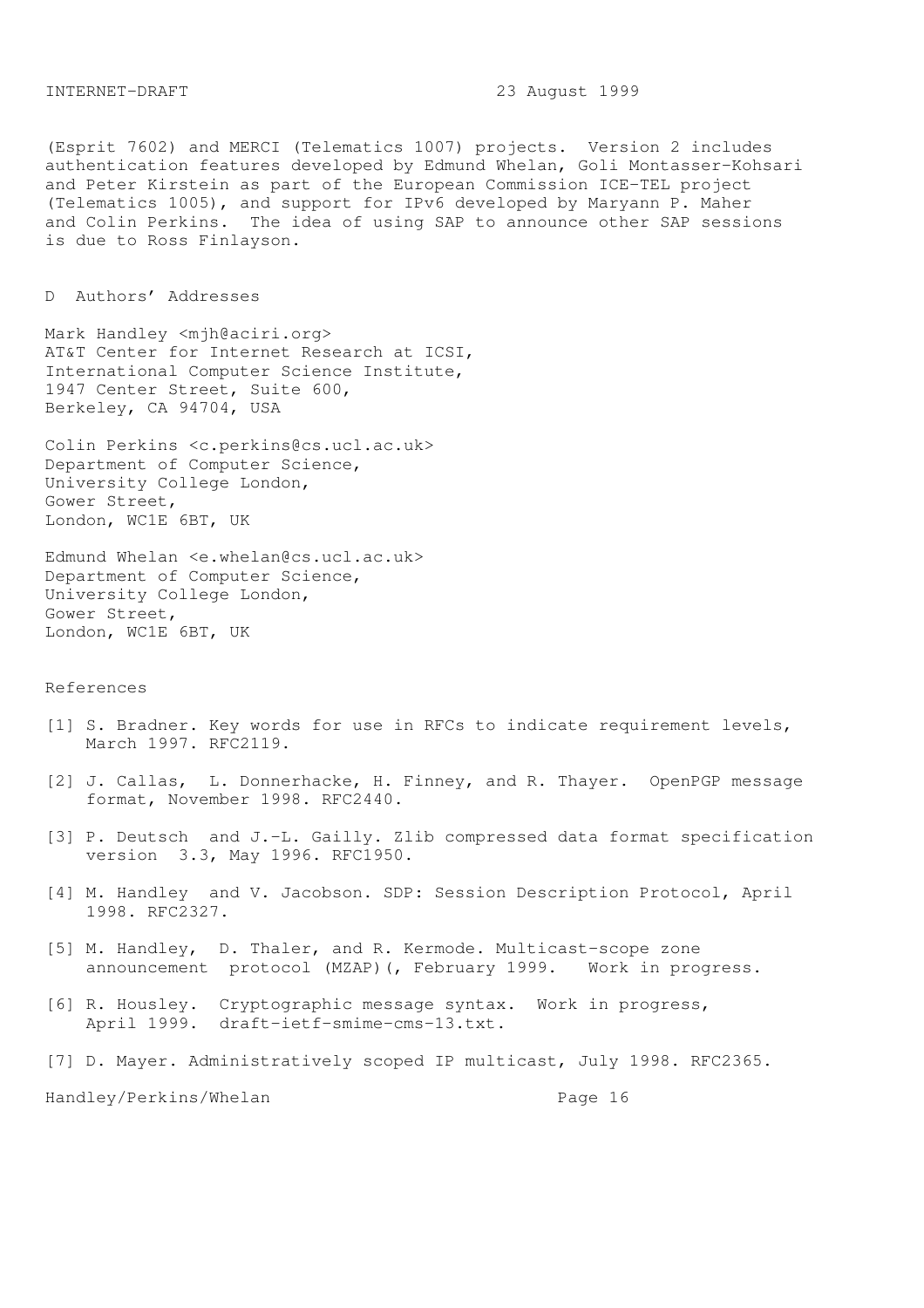(Esprit 7602) and MERCI (Telematics 1007) projects. Version 2 includes authentication features developed by Edmund Whelan, Goli Montasser-Kohsari and Peter Kirstein as part of the European Commission ICE-TEL project (Telematics 1005), and support for IPv6 developed by Maryann P. Maher and Colin Perkins. The idea of using SAP to announce other SAP sessions is due to Ross Finlayson.

## D Authors' Addresses

Mark Handley <mjh@aciri.org>
AT&T Center for Internet Research at ICSI,
International Computer Science Institute,
1947 Center Street, Suite 600,
Berkeley, CA 94704, USA

Colin Perkins <c.perkins@cs.ucl.ac.uk>
Department of Computer Science,
University College London,
Gower Street,
London, WC1E 6BT, UK

Edmund Whelan <e.whelan@cs.ucl.ac.uk>
Department of Computer Science,
University College London,
Gower Street,
London, WC1E 6BT, UK

## References

[1] S. Bradner. Key words for use in RFCs to indicate requirement levels, March 1997. RFC2119.

[2] J. Callas, L. Donnerhacke, H. Finney, and R. Thayer. OpenPGP message format, November 1998. RFC2440.

[3] P. Deutsch and J.-L. Gailly. Zlib compressed data format specification version 3.3, May 1996. RFC1950.

[4] M. Handley and V. Jacobson. SDP: Session Description Protocol, April 1998. RFC2327.

[5] M. Handley, D. Thaler, and R. Kermode. Multicast-scope zone announcement protocol (MZAP)(, February 1999. Work in progress.

[6] R. Housley. Cryptographic message syntax. Work in progress, April 1999. draft-ietf-smime-cms-13.txt.

[7] D. Mayer. Administratively scoped IP multicast, July 1998. RFC2365.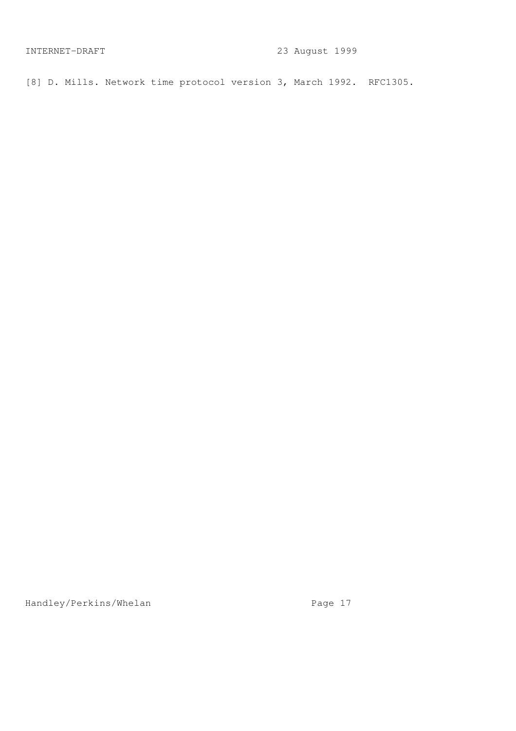[8] D. Mills. Network time protocol version 3, March 1992. RFC1305.